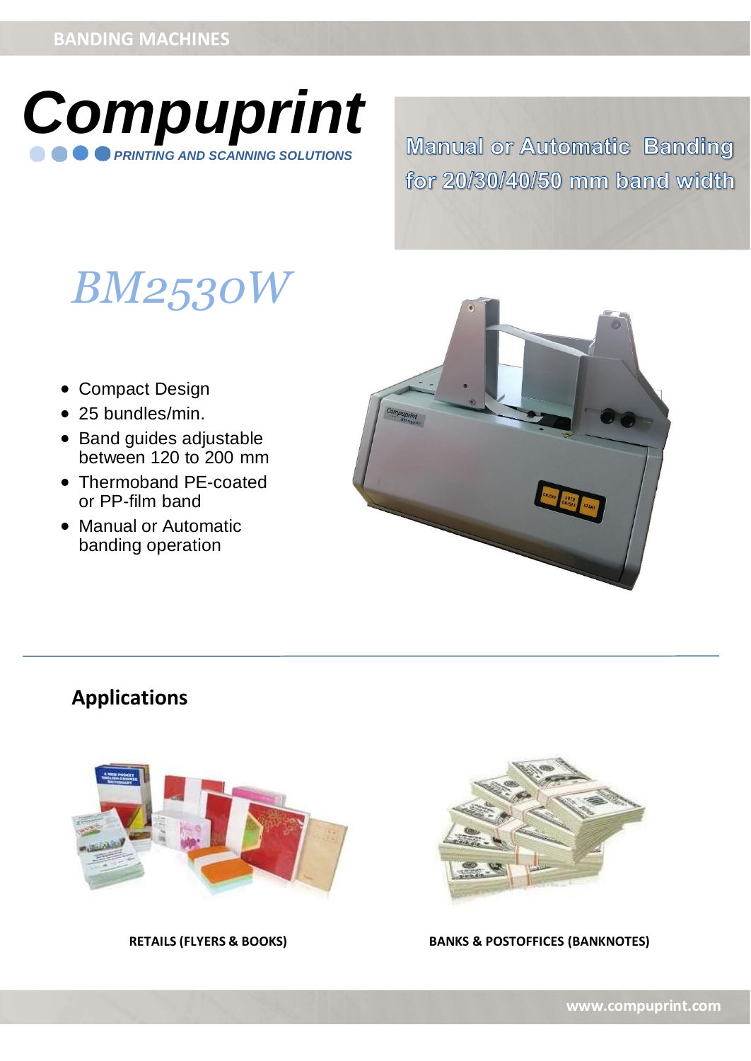BANDING MACHINES

# Compuprint

*PRINTING AND SCANNING SOLUTIONS*

**Manual or Automatic Banding for 20/30/40/50 mm band width**

# *BM2530W*

- Compact Design
- 25 bundles/min.
- Band guides adjustable between 120 to 200 mm
- Thermoband PE-coated or PP-film band
- Manual or Automatic banding operation

## Applications

**RETAILS (FLYERS & BOOKS)**

**BANKS & POSTOFFICES (BANKNOTES)**

www.compuprint.com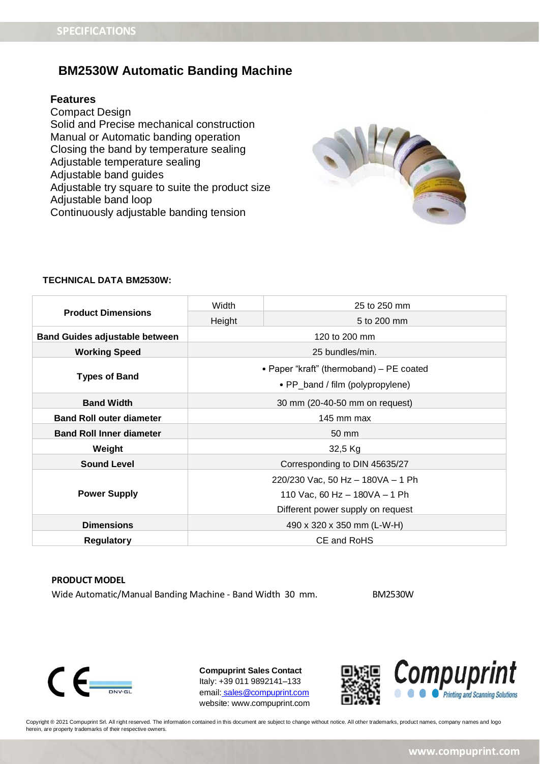SPECIFICATIONS

# BM2530W Automatic Banding Machine

### Features

Compact Design
Solid and Precise mechanical construction
Manual or Automatic banding operation
Closing the band by temperature sealing
Adjustable temperature sealing
Adjustable band guides
Adjustable try square to suite the product size
Adjustable band loop
Continuously adjustable banding tension

**TECHNICAL DATA BM2530W:**

| | | |
|---|---|---|
| **Product Dimensions** | Width | 25 to 250 mm |
| | Height | 5 to 200 mm |
| **Band Guides adjustable between** | 120 to 200 mm | |
| **Working Speed** | 25 bundles/min. | |
| **Types of Band** | • Paper "kraft" (thermoband) – PE coated<br>• PP_band / film (polypropylene) | |
| **Band Width** | 30 mm (20-40-50 mm on request) | |
| **Band Roll outer diameter** | 145 mm max | |
| **Band Roll Inner diameter** | 50 mm | |
| **Weight** | 32,5 Kg | |
| **Sound Level** | Corresponding to DIN 45635/27 | |
| **Power Supply** | 220/230 Vac, 50 Hz – 180VA – 1 Ph<br>110 Vac, 60 Hz – 180VA – 1 Ph<br>Different power supply on request | |
| **Dimensions** | 490 x 320 x 350 mm (L-W-H) | |
| **Regulatory** | CE and RoHS | |

**PRODUCT MODEL**

| | |
|---|---|
| Wide Automatic/Manual Banding Machine - Band Width 30 mm. | BM2530W |

**Compuprint Sales Contact**
Italy: +39 011 9892141–133
email: sales@compuprint.com
website: www.compuprint.com

Compuprint
Printing and Scanning Solutions

Copyright ® 2021 Compuprint Srl. All right reserved. The information contained in this document are subject to change without notice. All other trademarks, product names, company names and logo herein, are property trademarks of their respective owners.

www.compuprint.com